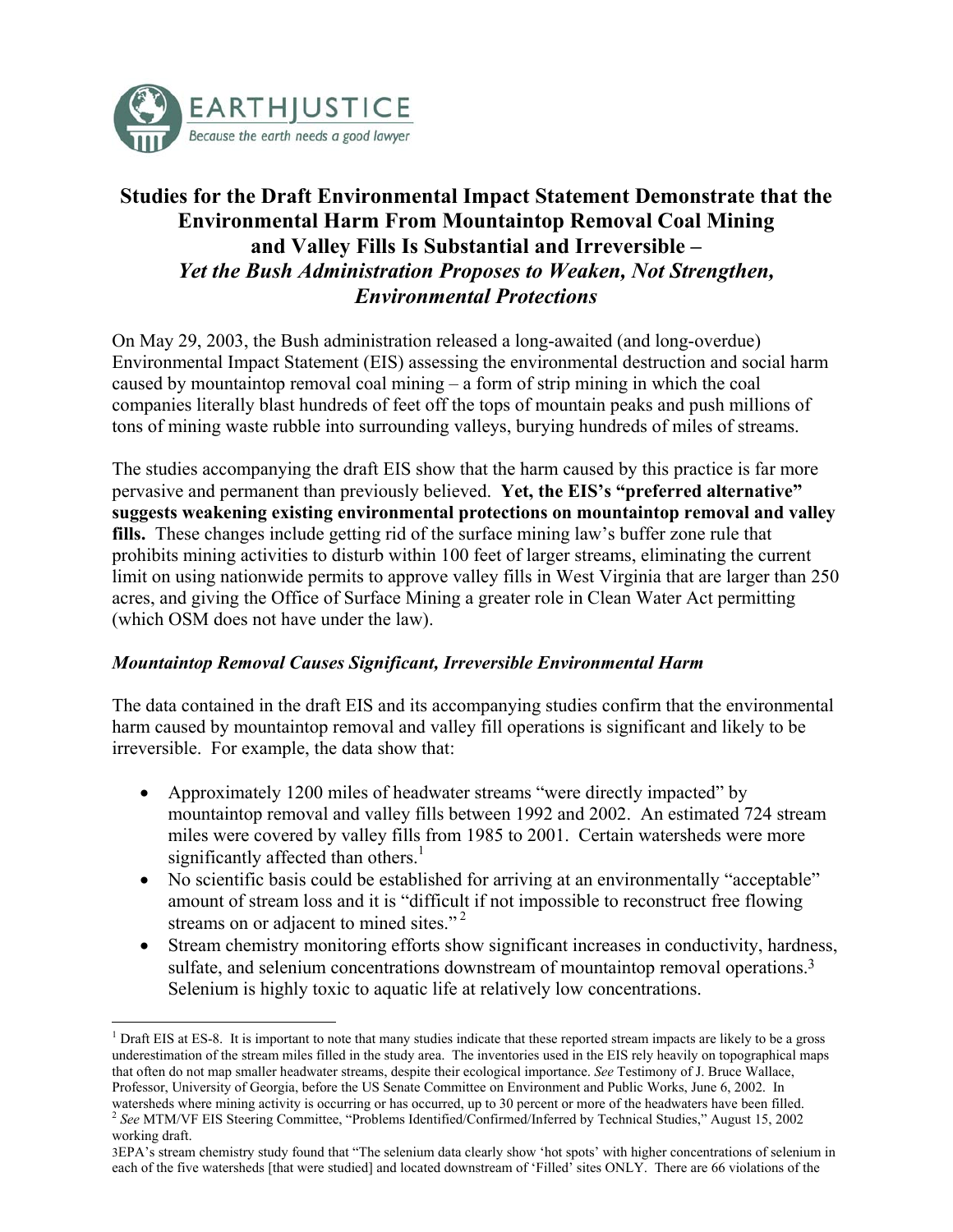EARTHJUSTICE
*Because the earth needs a good lawyer*

# Studies for the Draft Environmental Impact Statement Demonstrate that the Environmental Harm From Mountaintop Removal Coal Mining and Valley Fills Is Substantial and Irreversible – *Yet the Bush Administration Proposes to Weaken, Not Strengthen, Environmental Protections*

On May 29, 2003, the Bush administration released a long-awaited (and long-overdue) Environmental Impact Statement (EIS) assessing the environmental destruction and social harm caused by mountaintop removal coal mining – a form of strip mining in which the coal companies literally blast hundreds of feet off the tops of mountain peaks and push millions of tons of mining waste rubble into surrounding valleys, burying hundreds of miles of streams.

The studies accompanying the draft EIS show that the harm caused by this practice is far more pervasive and permanent than previously believed. **Yet, the EIS's "preferred alternative" suggests weakening existing environmental protections on mountaintop removal and valley fills.** These changes include getting rid of the surface mining law's buffer zone rule that prohibits mining activities to disturb within 100 feet of larger streams, eliminating the current limit on using nationwide permits to approve valley fills in West Virginia that are larger than 250 acres, and giving the Office of Surface Mining a greater role in Clean Water Act permitting (which OSM does not have under the law).

### *Mountaintop Removal Causes Significant, Irreversible Environmental Harm*

The data contained in the draft EIS and its accompanying studies confirm that the environmental harm caused by mountaintop removal and valley fill operations is significant and likely to be irreversible. For example, the data show that:

- Approximately 1200 miles of headwater streams "were directly impacted" by mountaintop removal and valley fills between 1992 and 2002. An estimated 724 stream miles were covered by valley fills from 1985 to 2001. Certain watersheds were more significantly affected than others.[1]
- No scientific basis could be established for arriving at an environmentally "acceptable" amount of stream loss and it is "difficult if not impossible to reconstruct free flowing streams on or adjacent to mined sites."[2]
- Stream chemistry monitoring efforts show significant increases in conductivity, hardness, sulfate, and selenium concentrations downstream of mountaintop removal operations.[3] Selenium is highly toxic to aquatic life at relatively low concentrations.

---

[1] Draft EIS at ES-8. It is important to note that many studies indicate that these reported stream impacts are likely to be a gross underestimation of the stream miles filled in the study area. The inventories used in the EIS rely heavily on topographical maps that often do not map smaller headwater streams, despite their ecological importance. *See* Testimony of J. Bruce Wallace, Professor, University of Georgia, before the US Senate Committee on Environment and Public Works, June 6, 2002. In watersheds where mining activity is occurring or has occurred, up to 30 percent or more of the headwaters have been filled.

[2] *See* MTM/VF EIS Steering Committee, "Problems Identified/Confirmed/Inferred by Technical Studies," August 15, 2002 working draft.

[3] EPA's stream chemistry study found that "The selenium data clearly show 'hot spots' with higher concentrations of selenium in each of the five watersheds [that were studied] and located downstream of 'Filled' sites ONLY. There are 66 violations of the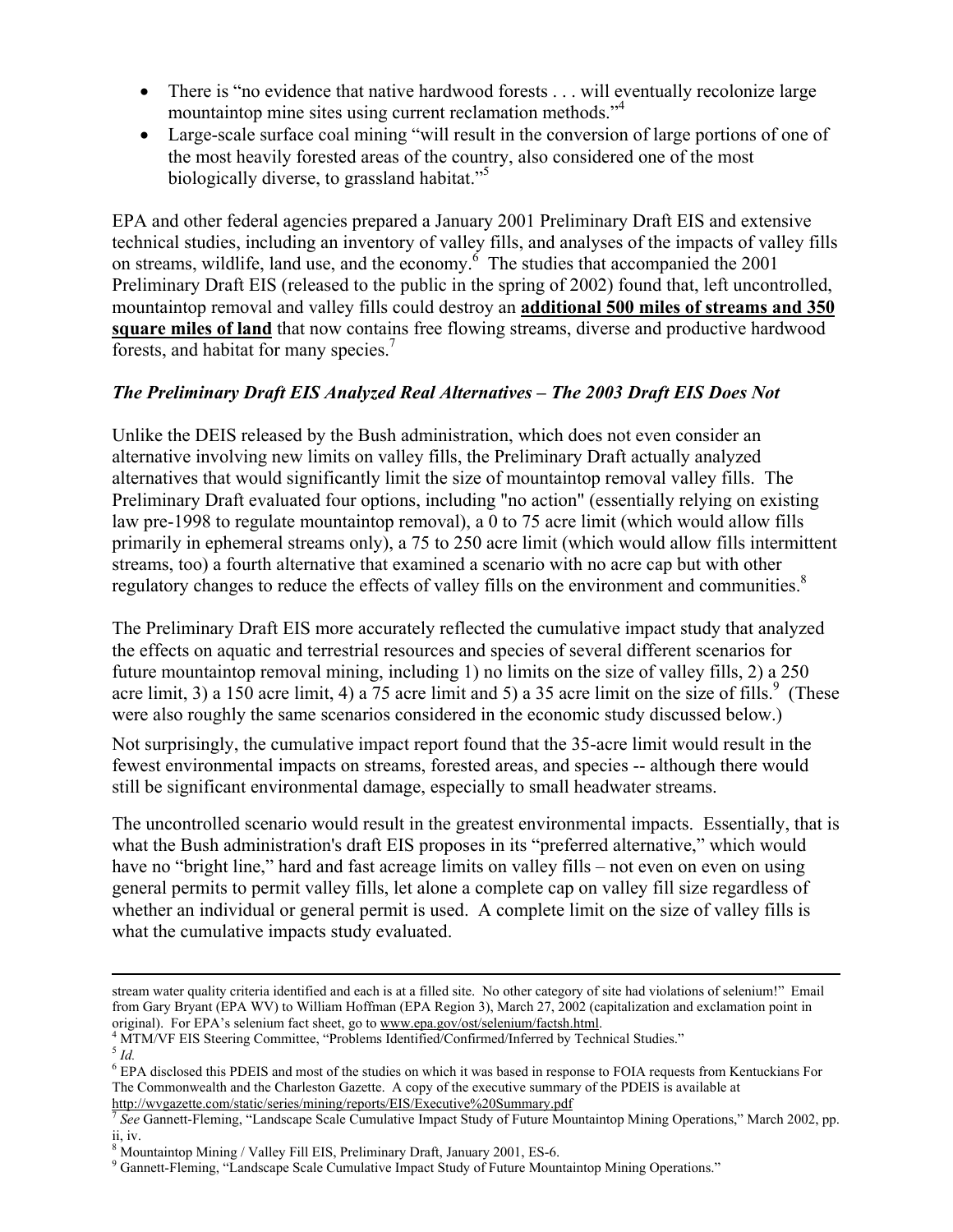- There is "no evidence that native hardwood forests . . . will eventually recolonize large mountaintop mine sites using current reclamation methods."[4]
- Large-scale surface coal mining "will result in the conversion of large portions of one of the most heavily forested areas of the country, also considered one of the most biologically diverse, to grassland habitat."[5]

EPA and other federal agencies prepared a January 2001 Preliminary Draft EIS and extensive technical studies, including an inventory of valley fills, and analyses of the impacts of valley fills on streams, wildlife, land use, and the economy.[6] The studies that accompanied the 2001 Preliminary Draft EIS (released to the public in the spring of 2002) found that, left uncontrolled, mountaintop removal and valley fills could destroy an **additional 500 miles of streams and 350 square miles of land** that now contains free flowing streams, diverse and productive hardwood forests, and habitat for many species.[7]

### *The Preliminary Draft EIS Analyzed Real Alternatives – The 2003 Draft EIS Does Not*

Unlike the DEIS released by the Bush administration, which does not even consider an alternative involving new limits on valley fills, the Preliminary Draft actually analyzed alternatives that would significantly limit the size of mountaintop removal valley fills. The Preliminary Draft evaluated four options, including "no action" (essentially relying on existing law pre-1998 to regulate mountaintop removal), a 0 to 75 acre limit (which would allow fills primarily in ephemeral streams only), a 75 to 250 acre limit (which would allow fills intermittent streams, too) a fourth alternative that examined a scenario with no acre cap but with other regulatory changes to reduce the effects of valley fills on the environment and communities.[8]

The Preliminary Draft EIS more accurately reflected the cumulative impact study that analyzed the effects on aquatic and terrestrial resources and species of several different scenarios for future mountaintop removal mining, including 1) no limits on the size of valley fills, 2) a 250 acre limit, 3) a 150 acre limit, 4) a 75 acre limit and 5) a 35 acre limit on the size of fills.[9] (These were also roughly the same scenarios considered in the economic study discussed below.)

Not surprisingly, the cumulative impact report found that the 35-acre limit would result in the fewest environmental impacts on streams, forested areas, and species -- although there would still be significant environmental damage, especially to small headwater streams.

The uncontrolled scenario would result in the greatest environmental impacts. Essentially, that is what the Bush administration's draft EIS proposes in its "preferred alternative," which would have no "bright line," hard and fast acreage limits on valley fills – not even on even on using general permits to permit valley fills, let alone a complete cap on valley fill size regardless of whether an individual or general permit is used. A complete limit on the size of valley fills is what the cumulative impacts study evaluated.

---

stream water quality criteria identified and each is at a filled site. No other category of site had violations of selenium!" Email from Gary Bryant (EPA WV) to William Hoffman (EPA Region 3), March 27, 2002 (capitalization and exclamation point in original). For EPA's selenium fact sheet, go to www.epa.gov/ost/selenium/factsh.html.

[4] MTM/VF EIS Steering Committee, "Problems Identified/Confirmed/Inferred by Technical Studies."

[5] *Id.*

[6] EPA disclosed this PDEIS and most of the studies on which it was based in response to FOIA requests from Kentuckians For The Commonwealth and the Charleston Gazette. A copy of the executive summary of the PDEIS is available at http://wvgazette.com/static/series/mining/reports/EIS/Executive%20Summary.pdf

[7] *See* Gannett-Fleming, "Landscape Scale Cumulative Impact Study of Future Mountaintop Mining Operations," March 2002, pp. ii, iv.

[8] Mountaintop Mining / Valley Fill EIS, Preliminary Draft, January 2001, ES-6.

[9] Gannett-Fleming, "Landscape Scale Cumulative Impact Study of Future Mountaintop Mining Operations."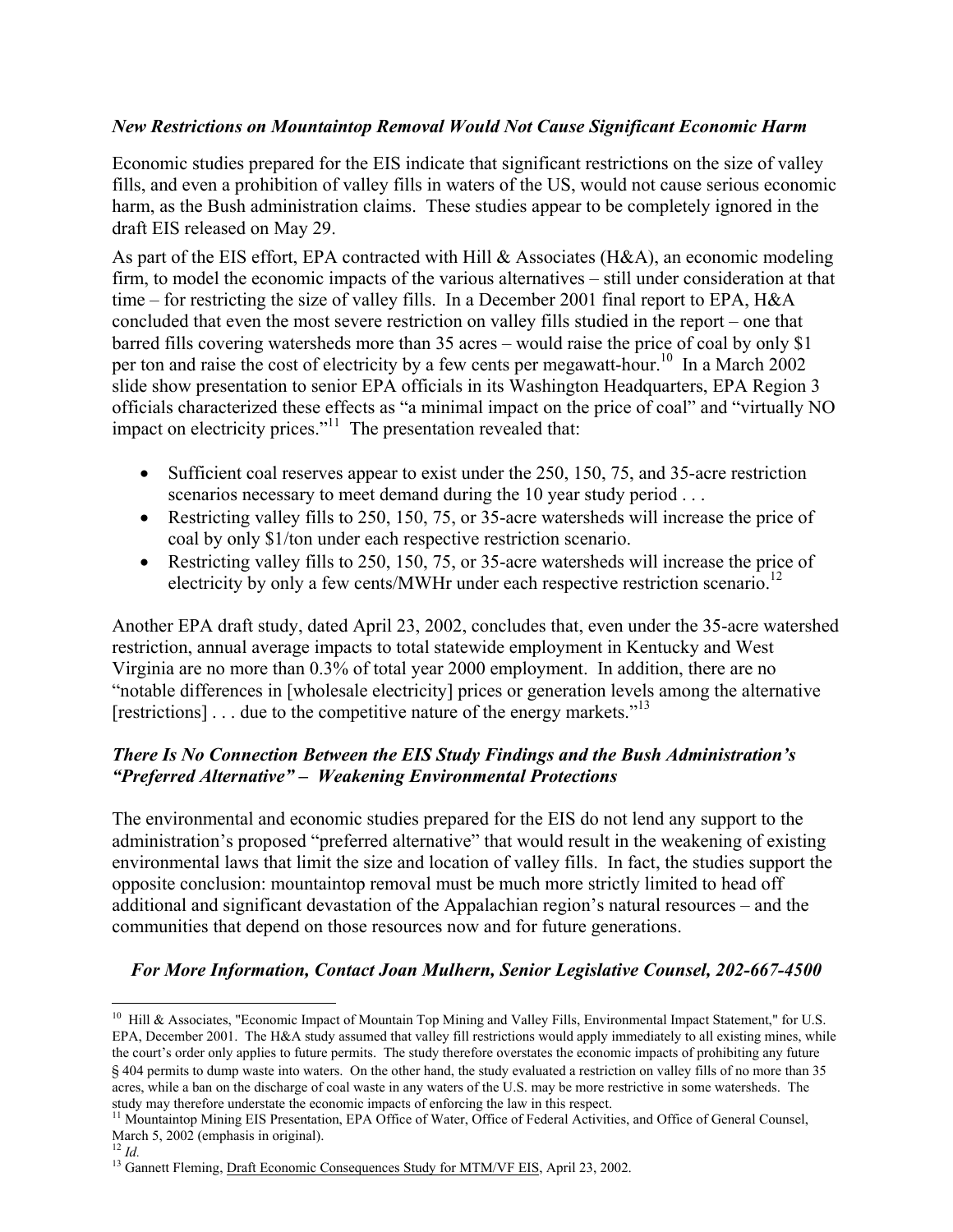### *New Restrictions on Mountaintop Removal Would Not Cause Significant Economic Harm*

Economic studies prepared for the EIS indicate that significant restrictions on the size of valley fills, and even a prohibition of valley fills in waters of the US, would not cause serious economic harm, as the Bush administration claims. These studies appear to be completely ignored in the draft EIS released on May 29.

As part of the EIS effort, EPA contracted with Hill & Associates (H&A), an economic modeling firm, to model the economic impacts of the various alternatives – still under consideration at that time – for restricting the size of valley fills. In a December 2001 final report to EPA, H&A concluded that even the most severe restriction on valley fills studied in the report – one that barred fills covering watersheds more than 35 acres – would raise the price of coal by only $1 per ton and raise the cost of electricity by a few cents per megawatt-hour.[10] In a March 2002 slide show presentation to senior EPA officials in its Washington Headquarters, EPA Region 3 officials characterized these effects as "a minimal impact on the price of coal" and "virtually NO impact on electricity prices."[11] The presentation revealed that:

- Sufficient coal reserves appear to exist under the 250, 150, 75, and 35-acre restriction scenarios necessary to meet demand during the 10 year study period . . .
- Restricting valley fills to 250, 150, 75, or 35-acre watersheds will increase the price of coal by only $1/ton under each respective restriction scenario.
- Restricting valley fills to 250, 150, 75, or 35-acre watersheds will increase the price of electricity by only a few cents/MWHr under each respective restriction scenario.[12]

Another EPA draft study, dated April 23, 2002, concludes that, even under the 35-acre watershed restriction, annual average impacts to total statewide employment in Kentucky and West Virginia are no more than 0.3% of total year 2000 employment. In addition, there are no "notable differences in [wholesale electricity] prices or generation levels among the alternative [restrictions] . . . due to the competitive nature of the energy markets."[13]

### *There Is No Connection Between the EIS Study Findings and the Bush Administration's "Preferred Alternative" – Weakening Environmental Protections*

The environmental and economic studies prepared for the EIS do not lend any support to the administration's proposed "preferred alternative" that would result in the weakening of existing environmental laws that limit the size and location of valley fills. In fact, the studies support the opposite conclusion: mountaintop removal must be much more strictly limited to head off additional and significant devastation of the Appalachian region's natural resources – and the communities that depend on those resources now and for future generations.

***For More Information, Contact Joan Mulhern, Senior Legislative Counsel, 202-667-4500***

---

[10] Hill & Associates, "Economic Impact of Mountain Top Mining and Valley Fills, Environmental Impact Statement," for U.S. EPA, December 2001. The H&A study assumed that valley fill restrictions would apply immediately to all existing mines, while the court's order only applies to future permits. The study therefore overstates the economic impacts of prohibiting any future § 404 permits to dump waste into waters. On the other hand, the study evaluated a restriction on valley fills of no more than 35 acres, while a ban on the discharge of coal waste in any waters of the U.S. may be more restrictive in some watersheds. The study may therefore understate the economic impacts of enforcing the law in this respect.

[11] Mountaintop Mining EIS Presentation, EPA Office of Water, Office of Federal Activities, and Office of General Counsel, March 5, 2002 (emphasis in original).

[12] *Id.*

[13] Gannett Fleming, Draft Economic Consequences Study for MTM/VF EIS, April 23, 2002.